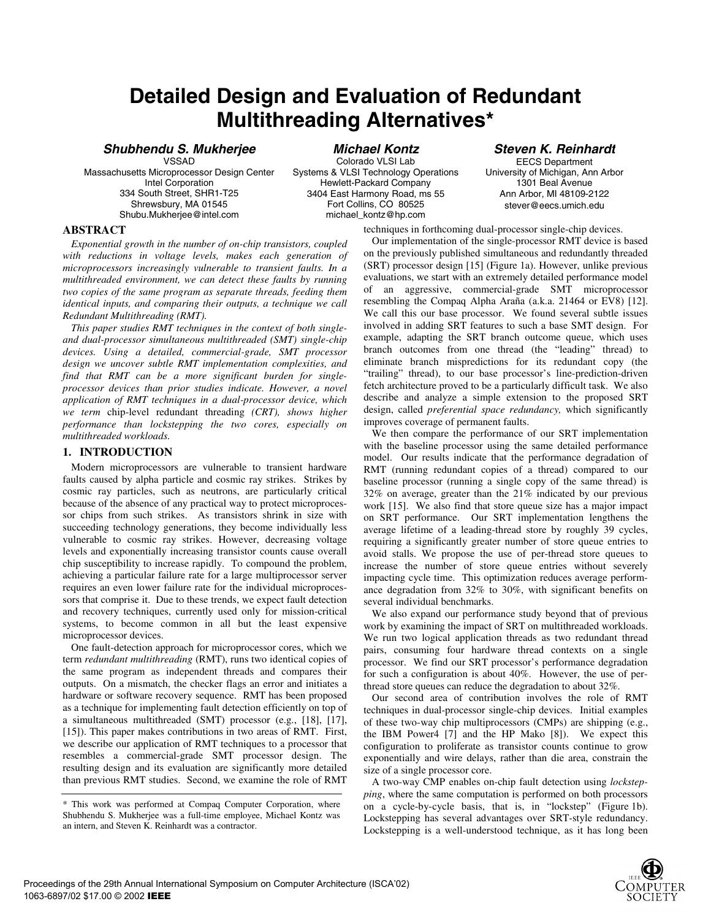# Detailed Design and Evaluation of Redundant Multithreading Alternatives*

**Shubhendu S. Mukherjee**
VSSAD
Massachusetts Microprocessor Design Center
Intel Corporation
334 South Street, SHR1-T25
Shrewsbury, MA 01545
Shubu.Mukherjee@intel.com

**Michael Kontz**
Colorado VLSI Lab
Systems & VLSI Technology Operations
Hewlett-Packard Company
3404 East Harmony Road, ms 55
Fort Collins, CO 80525
michael_kontz@hp.com

**Steven K. Reinhardt**
EECS Department
University of Michigan, Ann Arbor
1301 Beal Avenue
Ann Arbor, MI 48109-2122
stever@eecs.umich.edu

## ABSTRACT

*Exponential growth in the number of on-chip transistors, coupled with reductions in voltage levels, makes each generation of microprocessors increasingly vulnerable to transient faults. In a multithreaded environment, we can detect these faults by running two copies of the same program as separate threads, feeding them identical inputs, and comparing their outputs, a technique we call Redundant Multithreading (RMT).*

*This paper studies RMT techniques in the context of both single- and dual-processor simultaneous multithreaded (SMT) single-chip devices. Using a detailed, commercial-grade, SMT processor design we uncover subtle RMT implementation complexities, and find that RMT can be a more significant burden for single-processor devices than prior studies indicate. However, a novel application of RMT techniques in a dual-processor device, which we term* chip-level redundant threading *(CRT), shows higher performance than lockstepping the two cores, especially on multithreaded workloads.*

## 1. INTRODUCTION

Modern microprocessors are vulnerable to transient hardware faults caused by alpha particle and cosmic ray strikes. Strikes by cosmic ray particles, such as neutrons, are particularly critical because of the absence of any practical way to protect microprocessor chips from such strikes. As transistors shrink in size with succeeding technology generations, they become individually less vulnerable to cosmic ray strikes. However, decreasing voltage levels and exponentially increasing transistor counts cause overall chip susceptibility to increase rapidly. To compound the problem, achieving a particular failure rate for a large multiprocessor server requires an even lower failure rate for the individual microprocessors that comprise it. Due to these trends, we expect fault detection and recovery techniques, currently used only for mission-critical systems, to become common in all but the least expensive microprocessor devices.

One fault-detection approach for microprocessor cores, which we term *redundant multithreading* (RMT), runs two identical copies of the same program as independent threads and compares their outputs. On a mismatch, the checker flags an error and initiates a hardware or software recovery sequence. RMT has been proposed as a technique for implementing fault detection efficiently on top of a simultaneous multithreaded (SMT) processor (e.g., [18], [17], [15]). This paper makes contributions in two areas of RMT. First, we describe our application of RMT techniques to a processor that resembles a commercial-grade SMT processor design. The resulting design and its evaluation are significantly more detailed than previous RMT studies. Second, we examine the role of RMT techniques in forthcoming dual-processor single-chip devices.

Our implementation of the single-processor RMT device is based on the previously published simultaneous and redundantly threaded (SRT) processor design [15] (Figure 1a). However, unlike previous evaluations, we start with an extremely detailed performance model of an aggressive, commercial-grade SMT microprocessor resembling the Compaq Alpha Araña (a.k.a. 21464 or EV8) [12]. We call this our base processor. We found several subtle issues involved in adding SRT features to such a base SMT design. For example, adapting the SRT branch outcome queue, which uses branch outcomes from one thread (the "leading" thread) to eliminate branch mispredictions for its redundant copy (the "trailing" thread), to our base processor's line-prediction-driven fetch architecture proved to be a particularly difficult task. We also describe and analyze a simple extension to the proposed SRT design, called *preferential space redundancy,* which significantly improves coverage of permanent faults.

We then compare the performance of our SRT implementation with the baseline processor using the same detailed performance model. Our results indicate that the performance degradation of RMT (running redundant copies of a thread) compared to our baseline processor (running a single copy of the same thread) is 32% on average, greater than the 21% indicated by our previous work [15]. We also find that store queue size has a major impact on SRT performance. Our SRT implementation lengthens the average lifetime of a leading-thread store by roughly 39 cycles, requiring a significantly greater number of store queue entries to avoid stalls. We propose the use of per-thread store queues to increase the number of store queue entries without severely impacting cycle time. This optimization reduces average performance degradation from 32% to 30%, with significant benefits on several individual benchmarks.

We also expand our performance study beyond that of previous work by examining the impact of SRT on multithreaded workloads. We run two logical application threads as two redundant thread pairs, consuming four hardware thread contexts on a single processor. We find our SRT processor's performance degradation for such a configuration is about 40%. However, the use of per-thread store queues can reduce the degradation to about 32%.

Our second area of contribution involves the role of RMT techniques in dual-processor single-chip devices. Initial examples of these two-way chip multiprocessors (CMPs) are shipping (e.g., the IBM Power4 [7] and the HP Mako [8]). We expect this configuration to proliferate as transistor counts continue to grow exponentially and wire delays, rather than die area, constrain the size of a single processor core.

A two-way CMP enables on-chip fault detection using *lockstepping*, where the same computation is performed on both processors on a cycle-by-cycle basis, that is, in "lockstep" (Figure 1b). Lockstepping has several advantages over SRT-style redundancy. Lockstepping is a well-understood technique, as it has long been

\* This work was performed at Compaq Computer Corporation, where Shubhendu S. Mukherjee was a full-time employee, Michael Kontz was an intern, and Steven K. Reinhardt was a contractor.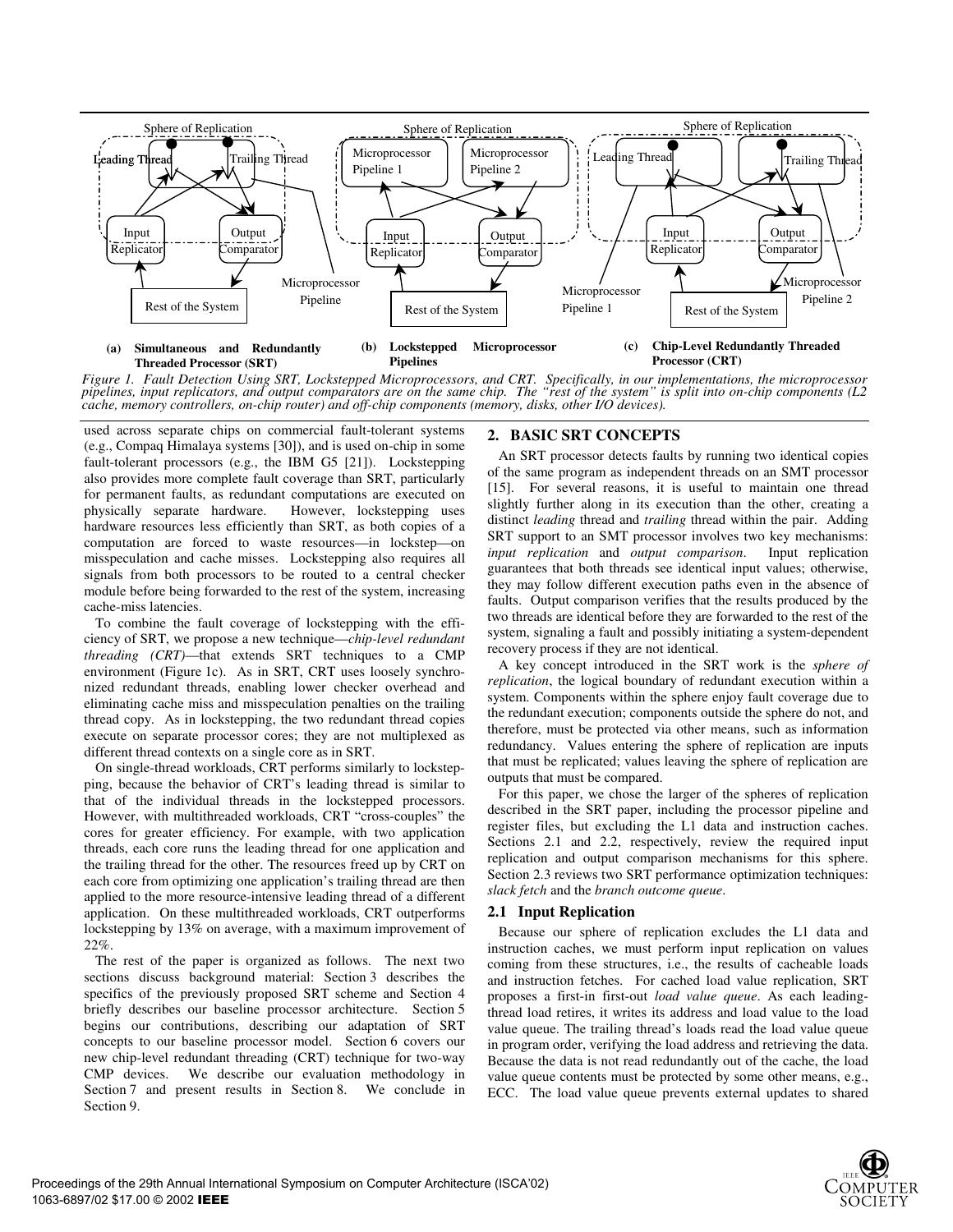Sphere of Replication

Leading Thread

Trailing Thread

Input Replicator

Output Comparator

Rest of the System

Microprocessor Pipeline

**(a) Simultaneous and Redundantly Threaded Processor (SRT)**

Sphere of Replication

Microprocessor Pipeline 1

Microprocessor Pipeline 2

Input Replicator

Output Comparator

Rest of the System

**(b) Lockstepped Microprocessor Pipelines**

Sphere of Replication

Leading Thread

Trailing Thread

Input Replicator

Output Comparator

Rest of the System

Microprocessor Pipeline 1

Microprocessor Pipeline 2

**(c) Chip-Level Redundantly Threaded Processor (CRT)**

*Figure 1. Fault Detection Using SRT, Lockstepped Microprocessors, and CRT. Specifically, in our implementations, the microprocessor pipelines, input replicators, and output comparators are on the same chip. The "rest of the system" is split into on-chip components (L2 cache, memory controllers, on-chip router) and off-chip components (memory, disks, other I/O devices).*

used across separate chips on commercial fault-tolerant systems (e.g., Compaq Himalaya systems [30]), and is used on-chip in some fault-tolerant processors (e.g., the IBM G5 [21]). Lockstepping also provides more complete fault coverage than SRT, particularly for permanent faults, as redundant computations are executed on physically separate hardware. However, lockstepping uses hardware resources less efficiently than SRT, as both copies of a computation are forced to waste resources—in lockstep—on misspeculation and cache misses. Lockstepping also requires all signals from both processors to be routed to a central checker module before being forwarded to the rest of the system, increasing cache-miss latencies.

To combine the fault coverage of lockstepping with the efficiency of SRT, we propose a new technique—*chip-level redundant threading (CRT)*—that extends SRT techniques to a CMP environment (Figure 1c). As in SRT, CRT uses loosely synchronized redundant threads, enabling lower checker overhead and eliminating cache miss and misspeculation penalties on the trailing thread copy. As in lockstepping, the two redundant thread copies execute on separate processor cores; they are not multiplexed as different thread contexts on a single core as in SRT.

On single-thread workloads, CRT performs similarly to lockstepping, because the behavior of CRT's leading thread is similar to that of the individual threads in the lockstepped processors. However, with multithreaded workloads, CRT "cross-couples" the cores for greater efficiency. For example, with two application threads, each core runs the leading thread for one application and the trailing thread for the other. The resources freed up by CRT on each core from optimizing one application's trailing thread are then applied to the more resource-intensive leading thread of a different application. On these multithreaded workloads, CRT outperforms lockstepping by 13% on average, with a maximum improvement of 22%.

The rest of the paper is organized as follows. The next two sections discuss background material: Section 3 describes the specifics of the previously proposed SRT scheme and Section 4 briefly describes our baseline processor architecture. Section 5 begins our contributions, describing our adaptation of SRT concepts to our baseline processor model. Section 6 covers our new chip-level redundant threading (CRT) technique for two-way CMP devices. We describe our evaluation methodology in Section 7 and present results in Section 8. We conclude in Section 9.

## 2. BASIC SRT CONCEPTS

An SRT processor detects faults by running two identical copies of the same program as independent threads on an SMT processor [15]. For several reasons, it is useful to maintain one thread slightly further along in its execution than the other, creating a distinct *leading* thread and *trailing* thread within the pair. Adding SRT support to an SMT processor involves two key mechanisms: *input replication* and *output comparison*. Input replication guarantees that both threads see identical input values; otherwise, they may follow different execution paths even in the absence of faults. Output comparison verifies that the results produced by the two threads are identical before they are forwarded to the rest of the system, signaling a fault and possibly initiating a system-dependent recovery process if they are not identical.

A key concept introduced in the SRT work is the *sphere of replication*, the logical boundary of redundant execution within a system. Components within the sphere enjoy fault coverage due to the redundant execution; components outside the sphere do not, and therefore, must be protected via other means, such as information redundancy. Values entering the sphere of replication are inputs that must be replicated; values leaving the sphere of replication are outputs that must be compared.

For this paper, we chose the larger of the spheres of replication described in the SRT paper, including the processor pipeline and register files, but excluding the L1 data and instruction caches. Sections 2.1 and 2.2, respectively, review the required input replication and output comparison mechanisms for this sphere. Section 2.3 reviews two SRT performance optimization techniques: *slack fetch* and the *branch outcome queue*.

### 2.1 Input Replication

Because our sphere of replication excludes the L1 data and instruction caches, we must perform input replication on values coming from these structures, i.e., the results of cacheable loads and instruction fetches. For cached load value replication, SRT proposes a first-in first-out *load value queue*. As each leading-thread load retires, it writes its address and load value to the load value queue. The trailing thread's loads read the load value queue in program order, verifying the load address and retrieving the data. Because the data is not read redundantly out of the cache, the load value queue contents must be protected by some other means, e.g., ECC. The load value queue prevents external updates to shared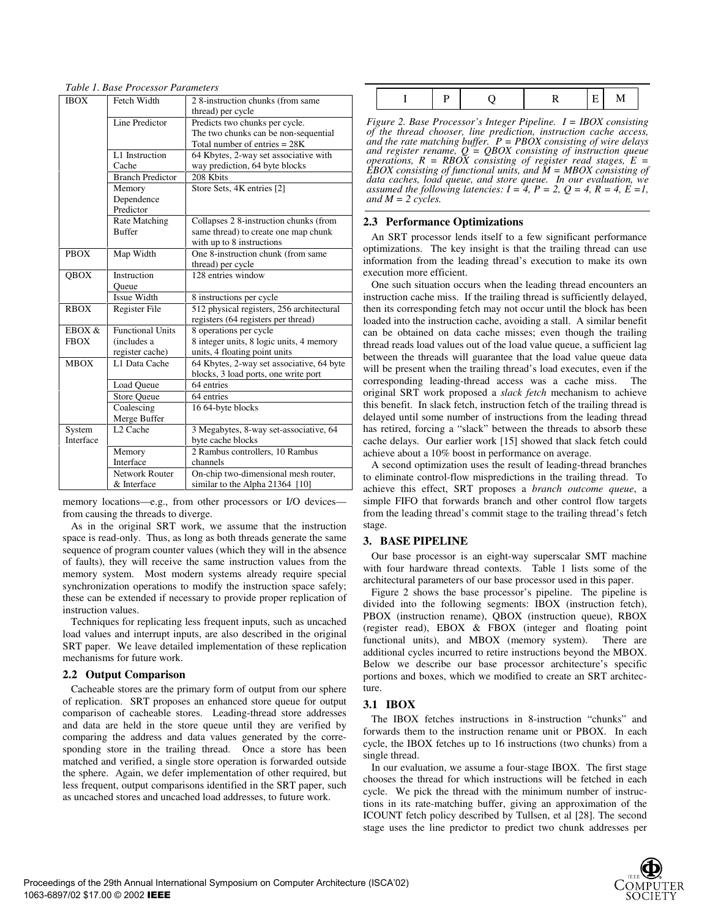*Table 1. Base Processor Parameters*

| | | |
|---|---|---|
| IBOX | Fetch Width | 2 8-instruction chunks (from same thread) per cycle |
| | Line Predictor | Predicts two chunks per cycle. The two chunks can be non-sequential Total number of entries = 28K |
| | L1 Instruction Cache | 64 Kbytes, 2-way set associative with way prediction, 64 byte blocks |
| | Branch Predictor | 208 Kbits |
| | Memory Dependence Predictor | Store Sets, 4K entries [2] |
| | Rate Matching Buffer | Collapses 2 8-instruction chunks (from same thread) to create one map chunk with up to 8 instructions |
| PBOX | Map Width | One 8-instruction chunk (from same thread) per cycle |
| QBOX | Instruction Queue | 128 entries window |
| | Issue Width | 8 instructions per cycle |
| RBOX | Register File | 512 physical registers, 256 architectural registers (64 registers per thread) |
| EBOX & FBOX | Functional Units (includes a register cache) | 8 operations per cycle 8 integer units, 8 logic units, 4 memory units, 4 floating point units |
| MBOX | L1 Data Cache | 64 Kbytes, 2-way set associative, 64 byte blocks, 3 load ports, one write port |
| | Load Queue | 64 entries |
| | Store Queue | 64 entries |
| | Coalescing Merge Buffer | 16 64-byte blocks |
| System Interface | L2 Cache | 3 Megabytes, 8-way set-associative, 64 byte cache blocks |
| | Memory Interface | 2 Rambus controllers, 10 Rambus channels |
| | Network Router & Interface | On-chip two-dimensional mesh router, similar to the Alpha 21364 [10] |

memory locations—e.g., from other processors or I/O devices—from causing the threads to diverge.

As in the original SRT work, we assume that the instruction space is read-only. Thus, as long as both threads generate the same sequence of program counter values (which they will in the absence of faults), they will receive the same instruction values from the memory system. Most modern systems already require special synchronization operations to modify the instruction space safely; these can be extended if necessary to provide proper replication of instruction values.

Techniques for replicating less frequent inputs, such as uncached load values and interrupt inputs, are also described in the original SRT paper. We leave detailed implementation of these replication mechanisms for future work.

### 2.2 Output Comparison

Cacheable stores are the primary form of output from our sphere of replication. SRT proposes an enhanced store queue for output comparison of cacheable stores. Leading-thread store addresses and data are held in the store queue until they are verified by comparing the address and data values generated by the corresponding store in the trailing thread. Once a store has been matched and verified, a single store operation is forwarded outside the sphere. Again, we defer implementation of other required, but less frequent, output comparisons identified in the SRT paper, such as uncached stores and uncached load addresses, to future work.

| I | P | Q | R | E | M |
|---|---|---|---|---|---|

*Figure 2. Base Processor's Integer Pipeline. I = IBOX consisting of the thread chooser, line prediction, instruction cache access, and the rate matching buffer. P = PBOX consisting of wire delays and register rename, Q = QBOX consisting of instruction queue operations, R = RBOX consisting of register read stages, E = EBOX consisting of functional units, and M = MBOX consisting of data caches, load queue, and store queue. In our evaluation, we assumed the following latencies: I = 4, P = 2, Q = 4, R = 4, E =1, and M = 2 cycles.*

### 2.3 Performance Optimizations

An SRT processor lends itself to a few significant performance optimizations. The key insight is that the trailing thread can use information from the leading thread's execution to make its own execution more efficient.

One such situation occurs when the leading thread encounters an instruction cache miss. If the trailing thread is sufficiently delayed, then its corresponding fetch may not occur until the block has been loaded into the instruction cache, avoiding a stall. A similar benefit can be obtained on data cache misses; even though the trailing thread reads load values out of the load value queue, a sufficient lag between the threads will guarantee that the load value queue data will be present when the trailing thread's load executes, even if the corresponding leading-thread access was a cache miss. The original SRT work proposed a *slack fetch* mechanism to achieve this benefit. In slack fetch, instruction fetch of the trailing thread is delayed until some number of instructions from the leading thread has retired, forcing a "slack" between the threads to absorb these cache delays. Our earlier work [15] showed that slack fetch could achieve about a 10% boost in performance on average.

A second optimization uses the result of leading-thread branches to eliminate control-flow mispredictions in the trailing thread. To achieve this effect, SRT proposes a *branch outcome queue*, a simple FIFO that forwards branch and other control flow targets from the leading thread's commit stage to the trailing thread's fetch stage.

## 3. BASE PIPELINE

Our base processor is an eight-way superscalar SMT machine with four hardware thread contexts. Table 1 lists some of the architectural parameters of our base processor used in this paper.

Figure 2 shows the base processor's pipeline. The pipeline is divided into the following segments: IBOX (instruction fetch), PBOX (instruction rename), QBOX (instruction queue), RBOX (register read), EBOX & FBOX (integer and floating point functional units), and MBOX (memory system). There are additional cycles incurred to retire instructions beyond the MBOX. Below we describe our base processor architecture's specific portions and boxes, which we modified to create an SRT architecture.

### 3.1 IBOX

The IBOX fetches instructions in 8-instruction "chunks" and forwards them to the instruction rename unit or PBOX. In each cycle, the IBOX fetches up to 16 instructions (two chunks) from a single thread.

In our evaluation, we assume a four-stage IBOX. The first stage chooses the thread for which instructions will be fetched in each cycle. We pick the thread with the minimum number of instructions in its rate-matching buffer, giving an approximation of the ICOUNT fetch policy described by Tullsen, et al [28]. The second stage uses the line predictor to predict two chunk addresses per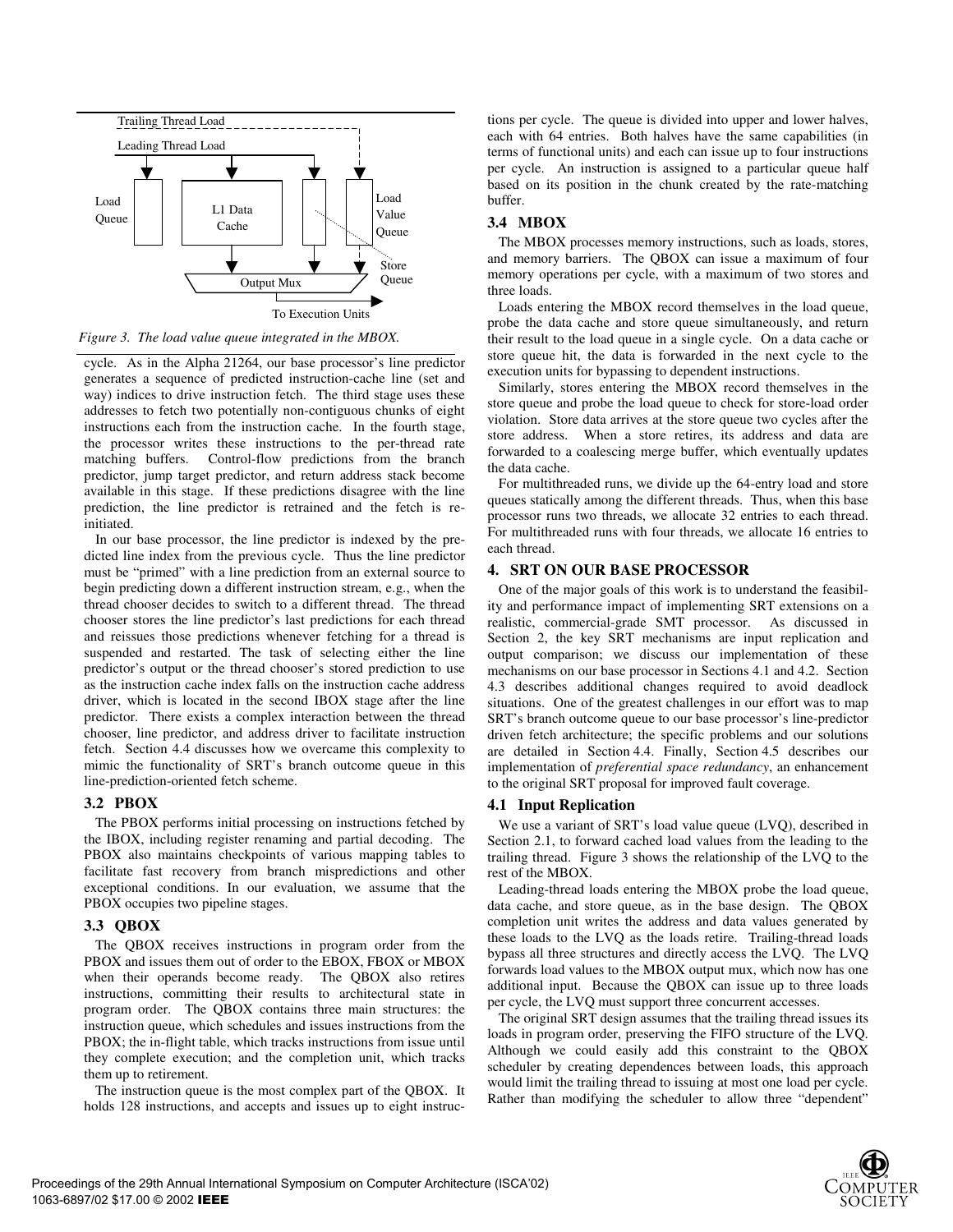Trailing Thread Load

Leading Thread Load

Load Queue | L1 Data Cache | Load Value Queue | Store Queue

Output Mux

To Execution Units

*Figure 3. The load value queue integrated in the MBOX.*

cycle. As in the Alpha 21264, our base processor's line predictor generates a sequence of predicted instruction-cache line (set and way) indices to drive instruction fetch. The third stage uses these addresses to fetch two potentially non-contiguous chunks of eight instructions each from the instruction cache. In the fourth stage, the processor writes these instructions to the per-thread rate matching buffers. Control-flow predictions from the branch predictor, jump target predictor, and return address stack become available in this stage. If these predictions disagree with the line prediction, the line predictor is retrained and the fetch is re-initiated.

In our base processor, the line predictor is indexed by the predicted line index from the previous cycle. Thus the line predictor must be "primed" with a line prediction from an external source to begin predicting down a different instruction stream, e.g., when the thread chooser decides to switch to a different thread. The thread chooser stores the line predictor's last predictions for each thread and reissues those predictions whenever fetching for a thread is suspended and restarted. The task of selecting either the line predictor's output or the thread chooser's stored prediction to use as the instruction cache index falls on the instruction cache address driver, which is located in the second IBOX stage after the line predictor. There exists a complex interaction between the thread chooser, line predictor, and address driver to facilitate instruction fetch. Section 4.4 discusses how we overcame this complexity to mimic the functionality of SRT's branch outcome queue in this line-prediction-oriented fetch scheme.

### 3.2 PBOX

The PBOX performs initial processing on instructions fetched by the IBOX, including register renaming and partial decoding. The PBOX also maintains checkpoints of various mapping tables to facilitate fast recovery from branch mispredictions and other exceptional conditions. In our evaluation, we assume that the PBOX occupies two pipeline stages.

### 3.3 QBOX

The QBOX receives instructions in program order from the PBOX and issues them out of order to the EBOX, FBOX or MBOX when their operands become ready. The QBOX also retires instructions, committing their results to architectural state in program order. The QBOX contains three main structures: the instruction queue, which schedules and issues instructions from the PBOX; the in-flight table, which tracks instructions from issue until they complete execution; and the completion unit, which tracks them up to retirement.

The instruction queue is the most complex part of the QBOX. It holds 128 instructions, and accepts and issues up to eight instructions per cycle. The queue is divided into upper and lower halves, each with 64 entries. Both halves have the same capabilities (in terms of functional units) and each can issue up to four instructions per cycle. An instruction is assigned to a particular queue half based on its position in the chunk created by the rate-matching buffer.

### 3.4 MBOX

The MBOX processes memory instructions, such as loads, stores, and memory barriers. The QBOX can issue a maximum of four memory operations per cycle, with a maximum of two stores and three loads.

Loads entering the MBOX record themselves in the load queue, probe the data cache and store queue simultaneously, and return their result to the load queue in a single cycle. On a data cache or store queue hit, the data is forwarded in the next cycle to the execution units for bypassing to dependent instructions.

Similarly, stores entering the MBOX record themselves in the store queue and probe the load queue to check for store-load order violation. Store data arrives at the store queue two cycles after the store address. When a store retires, its address and data are forwarded to a coalescing merge buffer, which eventually updates the data cache.

For multithreaded runs, we divide up the 64-entry load and store queues statically among the different threads. Thus, when this base processor runs two threads, we allocate 32 entries to each thread. For multithreaded runs with four threads, we allocate 16 entries to each thread.

## 4. SRT ON OUR BASE PROCESSOR

One of the major goals of this work is to understand the feasibility and performance impact of implementing SRT extensions on a realistic, commercial-grade SMT processor. As discussed in Section 2, the key SRT mechanisms are input replication and output comparison; we discuss our implementation of these mechanisms on our base processor in Sections 4.1 and 4.2. Section 4.3 describes additional changes required to avoid deadlock situations. One of the greatest challenges in our effort was to map SRT's branch outcome queue to our base processor's line-predictor driven fetch architecture; the specific problems and our solutions are detailed in Section 4.4. Finally, Section 4.5 describes our implementation of *preferential space redundancy*, an enhancement to the original SRT proposal for improved fault coverage.

### 4.1 Input Replication

We use a variant of SRT's load value queue (LVQ), described in Section 2.1, to forward cached load values from the leading to the trailing thread. Figure 3 shows the relationship of the LVQ to the rest of the MBOX.

Leading-thread loads entering the MBOX probe the load queue, data cache, and store queue, as in the base design. The QBOX completion unit writes the address and data values generated by these loads to the LVQ as the loads retire. Trailing-thread loads bypass all three structures and directly access the LVQ. The LVQ forwards load values to the MBOX output mux, which now has one additional input. Because the QBOX can issue up to three loads per cycle, the LVQ must support three concurrent accesses.

The original SRT design assumes that the trailing thread issues its loads in program order, preserving the FIFO structure of the LVQ. Although we could easily add this constraint to the QBOX scheduler by creating dependences between loads, this approach would limit the trailing thread to issuing at most one load per cycle. Rather than modifying the scheduler to allow three "dependent"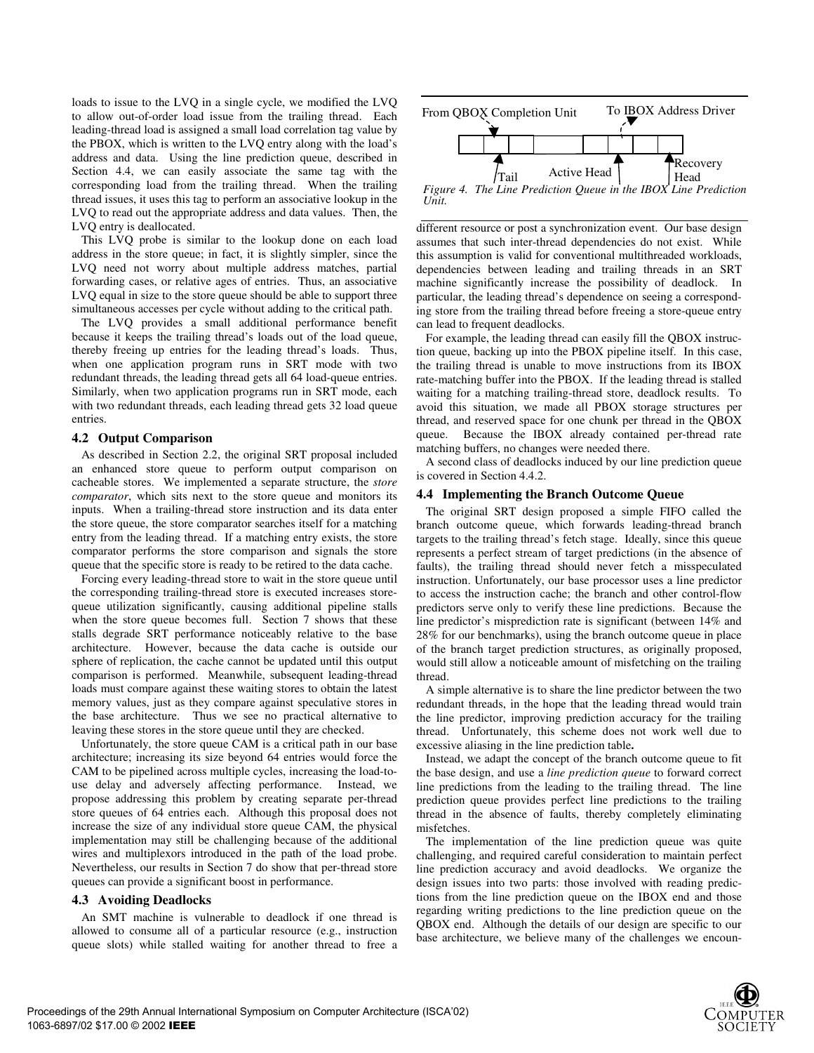loads to issue to the LVQ in a single cycle, we modified the LVQ to allow out-of-order load issue from the trailing thread. Each leading-thread load is assigned a small load correlation tag value by the PBOX, which is written to the LVQ entry along with the load's address and data. Using the line prediction queue, described in Section 4.4, we can easily associate the same tag with the corresponding load from the trailing thread. When the trailing thread issues, it uses this tag to perform an associative lookup in the LVQ to read out the appropriate address and data values. Then, the LVQ entry is deallocated.

This LVQ probe is similar to the lookup done on each load address in the store queue; in fact, it is slightly simpler, since the LVQ need not worry about multiple address matches, partial forwarding cases, or relative ages of entries. Thus, an associative LVQ equal in size to the store queue should be able to support three simultaneous accesses per cycle without adding to the critical path.

The LVQ provides a small additional performance benefit because it keeps the trailing thread's loads out of the load queue, thereby freeing up entries for the leading thread's loads. Thus, when one application program runs in SRT mode with two redundant threads, the leading thread gets all 64 load-queue entries. Similarly, when two application programs run in SRT mode, each with two redundant threads, each leading thread gets 32 load queue entries.

### 4.2 Output Comparison

As described in Section 2.2, the original SRT proposal included an enhanced store queue to perform output comparison on cacheable stores. We implemented a separate structure, the *store comparator*, which sits next to the store queue and monitors its inputs. When a trailing-thread store instruction and its data enter the store queue, the store comparator searches itself for a matching entry from the leading thread. If a matching entry exists, the store comparator performs the store comparison and signals the store queue that the specific store is ready to be retired to the data cache.

Forcing every leading-thread store to wait in the store queue until the corresponding trailing-thread store is executed increases store-queue utilization significantly, causing additional pipeline stalls when the store queue becomes full. Section 7 shows that these stalls degrade SRT performance noticeably relative to the base architecture. However, because the data cache is outside our sphere of replication, the cache cannot be updated until this output comparison is performed. Meanwhile, subsequent leading-thread loads must compare against these waiting stores to obtain the latest memory values, just as they compare against speculative stores in the base architecture. Thus we see no practical alternative to leaving these stores in the store queue until they are checked.

Unfortunately, the store queue CAM is a critical path in our base architecture; increasing its size beyond 64 entries would force the CAM to be pipelined across multiple cycles, increasing the load-to-use delay and adversely affecting performance. Instead, we propose addressing this problem by creating separate per-thread store queues of 64 entries each. Although this proposal does not increase the size of any individual store queue CAM, the physical implementation may still be challenging because of the additional wires and multiplexors introduced in the path of the load probe. Nevertheless, our results in Section 7 do show that per-thread store queues can provide a significant boost in performance.

### 4.3 Avoiding Deadlocks

An SMT machine is vulnerable to deadlock if one thread is allowed to consume all of a particular resource (e.g., instruction queue slots) while stalled waiting for another thread to free a different resource or post a synchronization event. Our base design assumes that such inter-thread dependencies do not exist. While this assumption is valid for conventional multithreaded workloads, dependencies between leading and trailing threads in an SRT machine significantly increase the possibility of deadlock. In particular, the leading thread's dependence on seeing a corresponding store from the trailing thread before freeing a store-queue entry can lead to frequent deadlocks.

For example, the leading thread can easily fill the QBOX instruction queue, backing up into the PBOX pipeline itself. In this case, the trailing thread is unable to move instructions from its IBOX rate-matching buffer into the PBOX. If the leading thread is stalled waiting for a matching trailing-thread store, deadlock results. To avoid this situation, we made all PBOX storage structures per thread, and reserved space for one chunk per thread in the QBOX queue. Because the IBOX already contained per-thread rate matching buffers, no changes were needed there.

A second class of deadlocks induced by our line prediction queue is covered in Section 4.4.2.

From QBOX Completion Unit
To IBOX Address Driver
Tail
Active Head
Recovery Head

*Figure 4. The Line Prediction Queue in the IBOX Line Prediction Unit.*

### 4.4 Implementing the Branch Outcome Queue

The original SRT design proposed a simple FIFO called the branch outcome queue, which forwards leading-thread branch targets to the trailing thread's fetch stage. Ideally, since this queue represents a perfect stream of target predictions (in the absence of faults), the trailing thread should never fetch a misspeculated instruction. Unfortunately, our base processor uses a line predictor to access the instruction cache; the branch and other control-flow predictors serve only to verify these line predictions. Because the line predictor's misprediction rate is significant (between 14% and 28% for our benchmarks), using the branch outcome queue in place of the branch target prediction structures, as originally proposed, would still allow a noticeable amount of misfetching on the trailing thread.

A simple alternative is to share the line predictor between the two redundant threads, in the hope that the leading thread would train the line predictor, improving prediction accuracy for the trailing thread. Unfortunately, this scheme does not work well due to excessive aliasing in the line prediction table**.**

Instead, we adapt the concept of the branch outcome queue to fit the base design, and use a *line prediction queue* to forward correct line predictions from the leading to the trailing thread. The line prediction queue provides perfect line predictions to the trailing thread in the absence of faults, thereby completely eliminating misfetches.

The implementation of the line prediction queue was quite challenging, and required careful consideration to maintain perfect line prediction accuracy and avoid deadlocks. We organize the design issues into two parts: those involved with reading predictions from the line prediction queue on the IBOX end and those regarding writing predictions to the line prediction queue on the QBOX end. Although the details of our design are specific to our base architecture, we believe many of the challenges we encoun-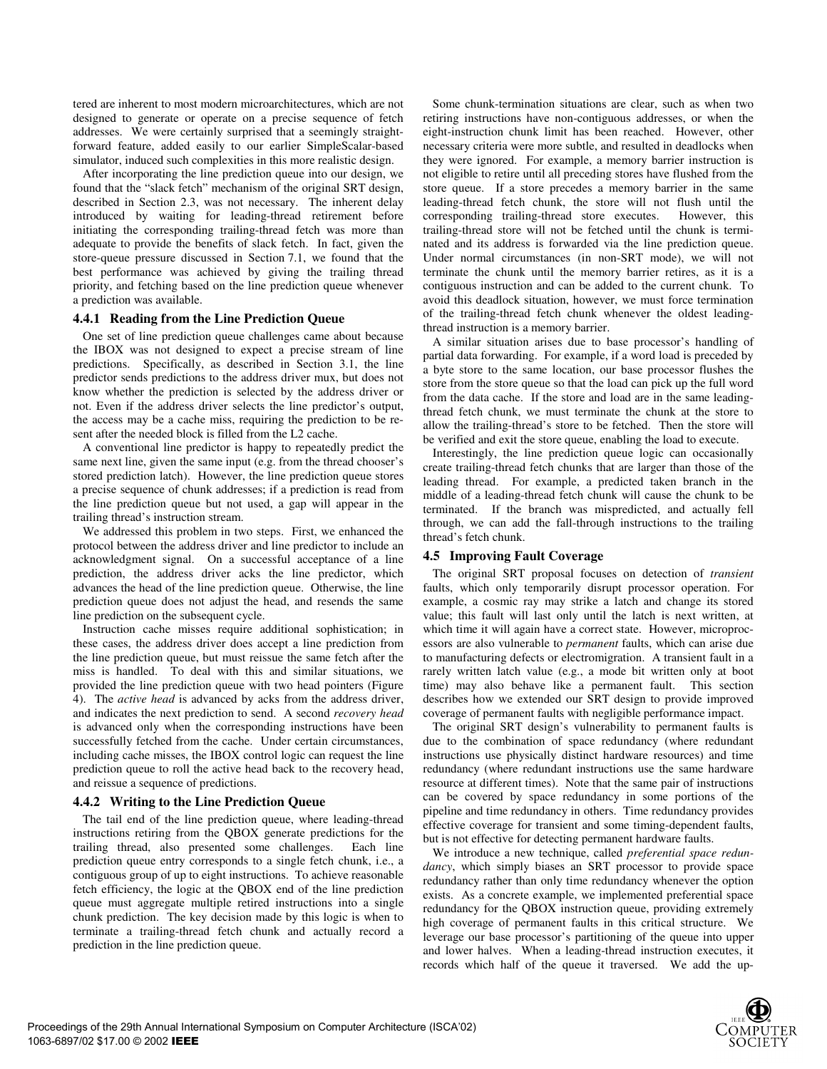tered are inherent to most modern microarchitectures, which are not designed to generate or operate on a precise sequence of fetch addresses. We were certainly surprised that a seemingly straightforward feature, added easily to our earlier SimpleScalar-based simulator, induced such complexities in this more realistic design.

After incorporating the line prediction queue into our design, we found that the "slack fetch" mechanism of the original SRT design, described in Section 2.3, was not necessary. The inherent delay introduced by waiting for leading-thread retirement before initiating the corresponding trailing-thread fetch was more than adequate to provide the benefits of slack fetch. In fact, given the store-queue pressure discussed in Section 7.1, we found that the best performance was achieved by giving the trailing thread priority, and fetching based on the line prediction queue whenever a prediction was available.

### 4.4.1 Reading from the Line Prediction Queue

One set of line prediction queue challenges came about because the IBOX was not designed to expect a precise stream of line predictions. Specifically, as described in Section 3.1, the line predictor sends predictions to the address driver mux, but does not know whether the prediction is selected by the address driver or not. Even if the address driver selects the line predictor's output, the access may be a cache miss, requiring the prediction to be resent after the needed block is filled from the L2 cache.

A conventional line predictor is happy to repeatedly predict the same next line, given the same input (e.g. from the thread chooser's stored prediction latch). However, the line prediction queue stores a precise sequence of chunk addresses; if a prediction is read from the line prediction queue but not used, a gap will appear in the trailing thread's instruction stream.

We addressed this problem in two steps. First, we enhanced the protocol between the address driver and line predictor to include an acknowledgment signal. On a successful acceptance of a line prediction, the address driver acks the line predictor, which advances the head of the line prediction queue. Otherwise, the line prediction queue does not adjust the head, and resends the same line prediction on the subsequent cycle.

Instruction cache misses require additional sophistication; in these cases, the address driver does accept a line prediction from the line prediction queue, but must reissue the same fetch after the miss is handled. To deal with this and similar situations, we provided the line prediction queue with two head pointers (Figure 4). The *active head* is advanced by acks from the address driver, and indicates the next prediction to send. A second *recovery head* is advanced only when the corresponding instructions have been successfully fetched from the cache. Under certain circumstances, including cache misses, the IBOX control logic can request the line prediction queue to roll the active head back to the recovery head, and reissue a sequence of predictions.

### 4.4.2 Writing to the Line Prediction Queue

The tail end of the line prediction queue, where leading-thread instructions retiring from the QBOX generate predictions for the trailing thread, also presented some challenges. Each line prediction queue entry corresponds to a single fetch chunk, i.e., a contiguous group of up to eight instructions. To achieve reasonable fetch efficiency, the logic at the QBOX end of the line prediction queue must aggregate multiple retired instructions into a single chunk prediction. The key decision made by this logic is when to terminate a trailing-thread fetch chunk and actually record a prediction in the line prediction queue.

Some chunk-termination situations are clear, such as when two retiring instructions have non-contiguous addresses, or when the eight-instruction chunk limit has been reached. However, other necessary criteria were more subtle, and resulted in deadlocks when they were ignored. For example, a memory barrier instruction is not eligible to retire until all preceding stores have flushed from the store queue. If a store precedes a memory barrier in the same leading-thread fetch chunk, the store will not flush until the corresponding trailing-thread store executes. However, this trailing-thread store will not be fetched until the chunk is terminated and its address is forwarded via the line prediction queue. Under normal circumstances (in non-SRT mode), we will not terminate the chunk until the memory barrier retires, as it is a contiguous instruction and can be added to the current chunk. To avoid this deadlock situation, however, we must force termination of the trailing-thread fetch chunk whenever the oldest leading-thread instruction is a memory barrier.

A similar situation arises due to base processor's handling of partial data forwarding. For example, if a word load is preceded by a byte store to the same location, our base processor flushes the store from the store queue so that the load can pick up the full word from the data cache. If the store and load are in the same leading-thread fetch chunk, we must terminate the chunk at the store to allow the trailing-thread's store to be fetched. Then the store will be verified and exit the store queue, enabling the load to execute.

Interestingly, the line prediction queue logic can occasionally create trailing-thread fetch chunks that are larger than those of the leading thread. For example, a predicted taken branch in the middle of a leading-thread fetch chunk will cause the chunk to be terminated. If the branch was mispredicted, and actually fell through, we can add the fall-through instructions to the trailing thread's fetch chunk.

## 4.5 Improving Fault Coverage

The original SRT proposal focuses on detection of *transient* faults, which only temporarily disrupt processor operation. For example, a cosmic ray may strike a latch and change its stored value; this fault will last only until the latch is next written, at which time it will again have a correct state. However, microprocessors are also vulnerable to *permanent* faults, which can arise due to manufacturing defects or electromigration. A transient fault in a rarely written latch value (e.g., a mode bit written only at boot time) may also behave like a permanent fault. This section describes how we extended our SRT design to provide improved coverage of permanent faults with negligible performance impact.

The original SRT design's vulnerability to permanent faults is due to the combination of space redundancy (where redundant instructions use physically distinct hardware resources) and time redundancy (where redundant instructions use the same hardware resource at different times). Note that the same pair of instructions can be covered by space redundancy in some portions of the pipeline and time redundancy in others. Time redundancy provides effective coverage for transient and some timing-dependent faults, but is not effective for detecting permanent hardware faults.

We introduce a new technique, called *preferential space redundancy*, which simply biases an SRT processor to provide space redundancy rather than only time redundancy whenever the option exists. As a concrete example, we implemented preferential space redundancy for the QBOX instruction queue, providing extremely high coverage of permanent faults in this critical structure. We leverage our base processor's partitioning of the queue into upper and lower halves. When a leading-thread instruction executes, it records which half of the queue it traversed. We add the up-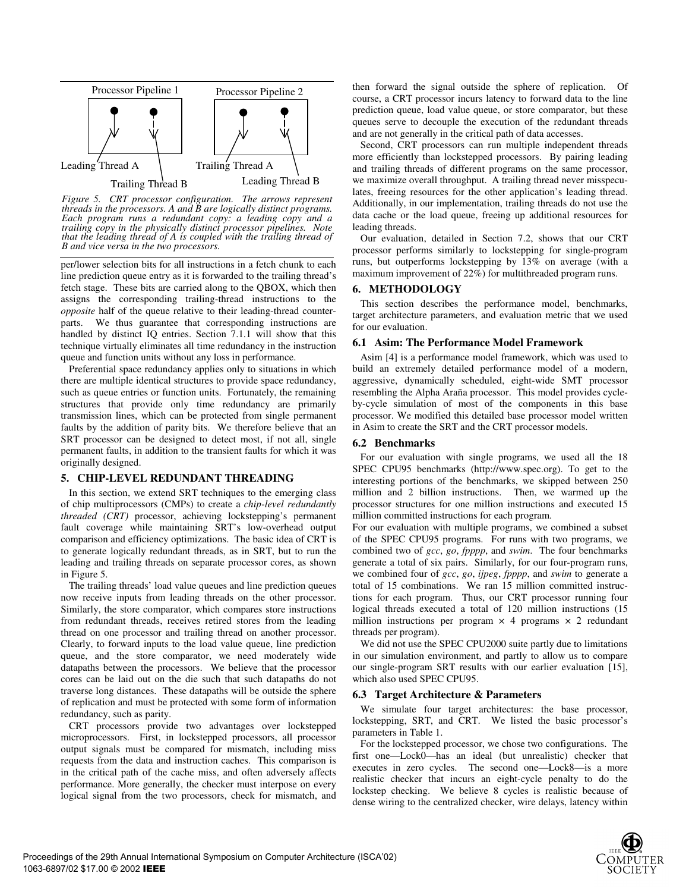Processor Pipeline 1 Processor Pipeline 2

Leading Thread A Trailing Thread A

Trailing Thread B Leading Thread B

*Figure 5. CRT processor configuration. The arrows represent threads in the processors. A and B are logically distinct programs. Each program runs a redundant copy: a leading copy and a trailing copy in the physically distinct processor pipelines. Note that the leading thread of A is coupled with the trailing thread of B and vice versa in the two processors.*

per/lower selection bits for all instructions in a fetch chunk to each line prediction queue entry as it is forwarded to the trailing thread's fetch stage. These bits are carried along to the QBOX, which then assigns the corresponding trailing-thread instructions to the *opposite* half of the queue relative to their leading-thread counterparts. We thus guarantee that corresponding instructions are handled by distinct IQ entries. Section 7.1.1 will show that this technique virtually eliminates all time redundancy in the instruction queue and function units without any loss in performance.

Preferential space redundancy applies only to situations in which there are multiple identical structures to provide space redundancy, such as queue entries or function units. Fortunately, the remaining structures that provide only time redundancy are primarily transmission lines, which can be protected from single permanent faults by the addition of parity bits. We therefore believe that an SRT processor can be designed to detect most, if not all, single permanent faults, in addition to the transient faults for which it was originally designed.

## 5. CHIP-LEVEL REDUNDANT THREADING

In this section, we extend SRT techniques to the emerging class of chip multiprocessors (CMPs) to create a *chip-level redundantly threaded (CRT)* processor, achieving lockstepping's permanent fault coverage while maintaining SRT's low-overhead output comparison and efficiency optimizations. The basic idea of CRT is to generate logically redundant threads, as in SRT, but to run the leading and trailing threads on separate processor cores, as shown in Figure 5.

The trailing threads' load value queues and line prediction queues now receive inputs from leading threads on the other processor. Similarly, the store comparator, which compares store instructions from redundant threads, receives retired stores from the leading thread on one processor and trailing thread on another processor. Clearly, to forward inputs to the load value queue, line prediction queue, and the store comparator, we need moderately wide datapaths between the processors. We believe that the processor cores can be laid out on the die such that such datapaths do not traverse long distances. These datapaths will be outside the sphere of replication and must be protected with some form of information redundancy, such as parity.

CRT processors provide two advantages over lockstepped microprocessors. First, in lockstepped processors, all processor output signals must be compared for mismatch, including miss requests from the data and instruction caches. This comparison is in the critical path of the cache miss, and often adversely affects performance. More generally, the checker must interpose on every logical signal from the two processors, check for mismatch, and then forward the signal outside the sphere of replication. Of course, a CRT processor incurs latency to forward data to the line prediction queue, load value queue, or store comparator, but these queues serve to decouple the execution of the redundant threads and are not generally in the critical path of data accesses.

Second, CRT processors can run multiple independent threads more efficiently than lockstepped processors. By pairing leading and trailing threads of different programs on the same processor, we maximize overall throughput. A trailing thread never mispeculates, freeing resources for the other application's leading thread. Additionally, in our implementation, trailing threads do not use the data cache or the load queue, freeing up additional resources for leading threads.

Our evaluation, detailed in Section 7.2, shows that our CRT processor performs similarly to lockstepping for single-program runs, but outperforms lockstepping by 13% on average (with a maximum improvement of 22%) for multithreaded program runs.

## 6. METHODOLOGY

This section describes the performance model, benchmarks, target architecture parameters, and evaluation metric that we used for our evaluation.

### 6.1 Asim: The Performance Model Framework

Asim [4] is a performance model framework, which was used to build an extremely detailed performance model of a modern, aggressive, dynamically scheduled, eight-wide SMT processor resembling the Alpha Araña processor. This model provides cycle-by-cycle simulation of most of the components in this base processor. We modified this detailed base processor model written in Asim to create the SRT and the CRT processor models.

### 6.2 Benchmarks

For our evaluation with single programs, we used all the 18 SPEC CPU95 benchmarks (http://www.spec.org). To get to the interesting portions of the benchmarks, we skipped between 250 million and 2 billion instructions. Then, we warmed up the processor structures for one million instructions and executed 15 million committed instructions for each program.

For our evaluation with multiple programs, we combined a subset of the SPEC CPU95 programs. For runs with two programs, we combined two of *gcc*, *go*, *fpppp*, and *swim*. The four benchmarks generate a total of six pairs. Similarly, for our four-program runs, we combined four of *gcc*, *go*, *ijpeg*, *fpppp*, and *swim* to generate a total of 15 combinations. We ran 15 million committed instructions for each program. Thus, our CRT processor running four logical threads executed a total of 120 million instructions (15 million instructions per program $\times$ 4 programs $\times$ 2 redundant threads per program).

We did not use the SPEC CPU2000 suite partly due to limitations in our simulation environment, and partly to allow us to compare our single-program SRT results with our earlier evaluation [15], which also used SPEC CPU95.

### 6.3 Target Architecture & Parameters

We simulate four target architectures: the base processor, lockstepping, SRT, and CRT. We listed the basic processor's parameters in Table 1.

For the lockstepped processor, we chose two configurations. The first one—Lock0—has an ideal (but unrealistic) checker that executes in zero cycles. The second one—Lock8—is a more realistic checker that incurs an eight-cycle penalty to do the lockstep checking. We believe 8 cycles is realistic because of dense wiring to the centralized checker, wire delays, latency within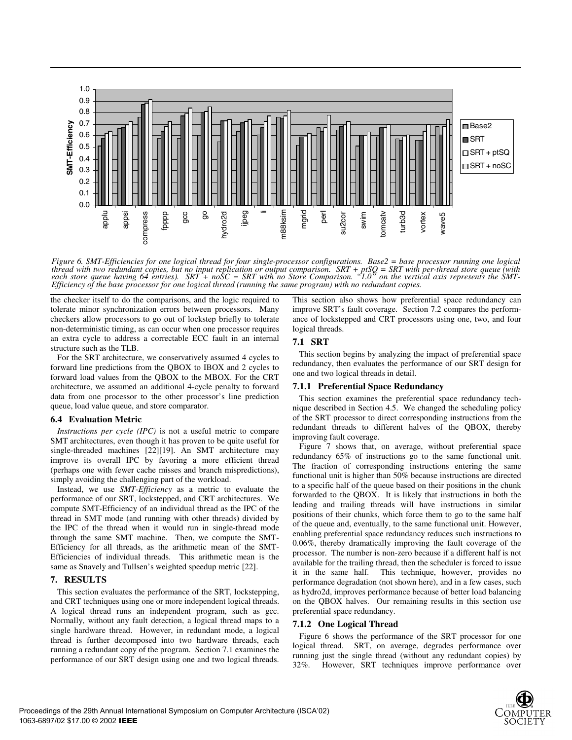Figure 6. SMT-Efficiencies for one logical thread for four single-processor configurations. Base2 = base processor running one logical thread with two redundant copies, but no input replication or output comparison. SRT + ptSQ = SRT with per-thread store queue (with each store queue having 64 entries). SRT + noSC = SRT with no Store Comparison. "1.0" on the vertical axis represents the SMT-Efficiency of the base processor for one logical thread (running the same program) with no redundant copies.

the checker itself to do the comparisons, and the logic required to tolerate minor synchronization errors between processors. Many checkers allow processors to go out of lockstep briefly to tolerate non-deterministic timing, as can occur when one processor requires an extra cycle to address a correctable ECC fault in an internal structure such as the TLB.

For the SRT architecture, we conservatively assumed 4 cycles to forward line predictions from the QBOX to IBOX and 2 cycles to forward load values from the QBOX to the MBOX. For the CRT architecture, we assumed an additional 4-cycle penalty to forward data from one processor to the other processor's line prediction queue, load value queue, and store comparator.

### 6.4 Evaluation Metric

*Instructions per cycle (IPC)* is not a useful metric to compare SMT architectures, even though it has proven to be quite useful for single-threaded machines [22][19]. An SMT architecture may improve its overall IPC by favoring a more efficient thread (perhaps one with fewer cache misses and branch mispredictions), simply avoiding the challenging part of the workload.

Instead, we use *SMT-Efficiency* as a metric to evaluate the performance of our SRT, lockstepped, and CRT architectures. We compute SMT-Efficiency of an individual thread as the IPC of the thread in SMT mode (and running with other threads) divided by the IPC of the thread when it would run in single-thread mode through the same SMT machine. Then, we compute the SMT-Efficiency for all threads, as the arithmetic mean of the SMT-Efficiencies of individual threads. This arithmetic mean is the same as Snavely and Tullsen's weighted speedup metric [22].

## 7. RESULTS

This section evaluates the performance of the SRT, lockstepping, and CRT techniques using one or more independent logical threads. A logical thread runs an independent program, such as gcc. Normally, without any fault detection, a logical thread maps to a single hardware thread. However, in redundant mode, a logical thread is further decomposed into two hardware threads, each running a redundant copy of the program. Section 7.1 examines the performance of our SRT design using one and two logical threads. This section also shows how preferential space redundancy can improve SRT's fault coverage. Section 7.2 compares the performance of lockstepped and CRT processors using one, two, and four logical threads.

### 7.1 SRT

This section begins by analyzing the impact of preferential space redundancy, then evaluates the performance of our SRT design for one and two logical threads in detail.

#### 7.1.1 Preferential Space Redundancy

This section examines the preferential space redundancy technique described in Section 4.5. We changed the scheduling policy of the SRT processor to direct corresponding instructions from the redundant threads to different halves of the QBOX, thereby improving fault coverage.

Figure 7 shows that, on average, without preferential space redundancy 65% of instructions go to the same functional unit. The fraction of corresponding instructions entering the same functional unit is higher than 50% because instructions are directed to a specific half of the queue based on their positions in the chunk forwarded to the QBOX. It is likely that instructions in both the leading and trailing threads will have instructions in similar positions of their chunks, which force them to go to the same half of the queue and, eventually, to the same functional unit. However, enabling preferential space redundancy reduces such instructions to 0.06%, thereby dramatically improving the fault coverage of the processor. The number is non-zero because if a different half is not available for the trailing thread, then the scheduler is forced to issue it in the same half. This technique, however, provides no performance degradation (not shown here), and in a few cases, such as hydro2d, improves performance because of better load balancing on the QBOX halves. Our remaining results in this section use preferential space redundancy.

#### 7.1.2 One Logical Thread

Figure 6 shows the performance of the SRT processor for one logical thread. SRT, on average, degrades performance over running just the single thread (without any redundant copies) by 32%. However, SRT techniques improve performance over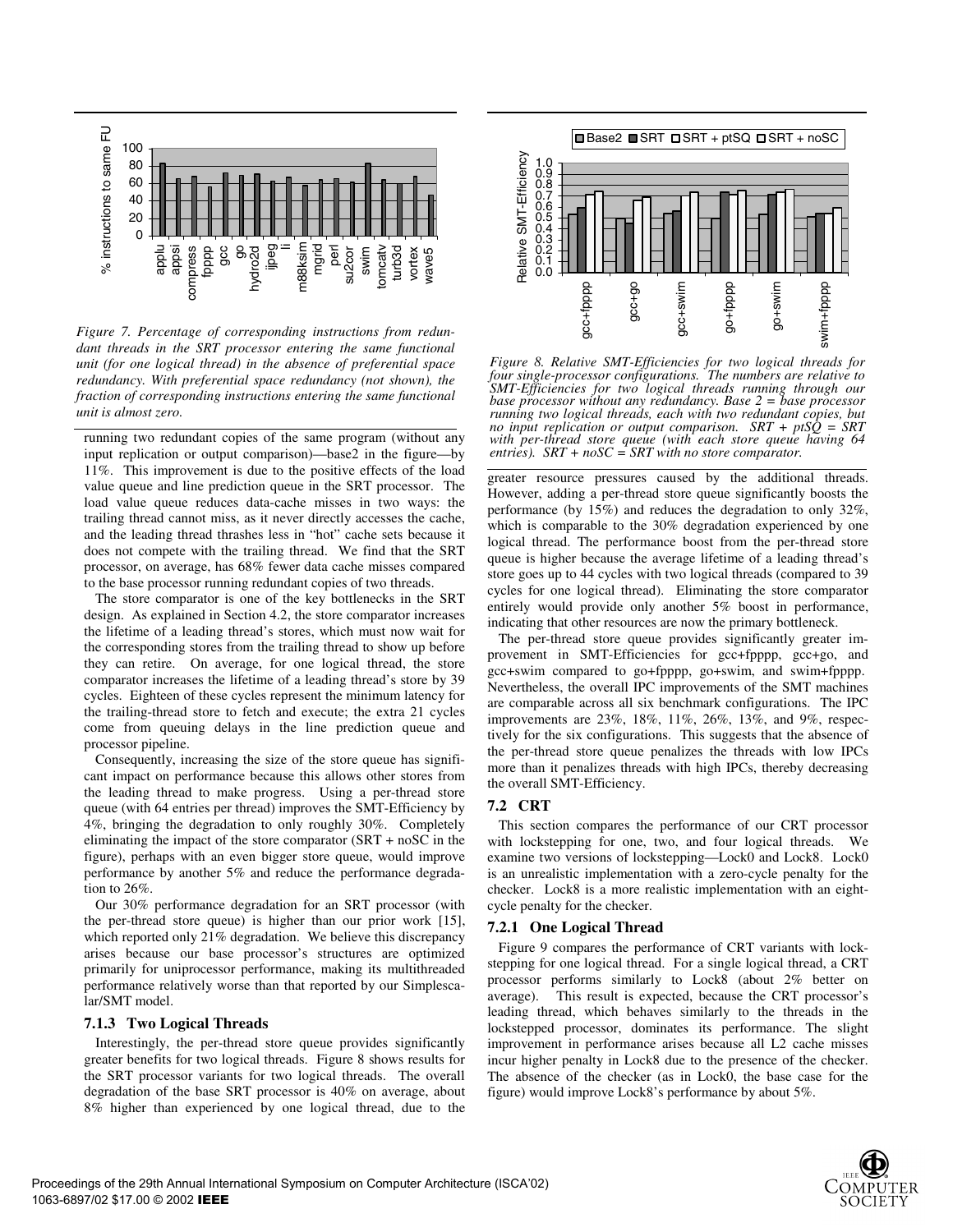*Figure 7. Percentage of corresponding instructions from redundant threads in the SRT processor entering the same functional unit (for one logical thread) in the absence of preferential space redundancy. With preferential space redundancy (not shown), the fraction of corresponding instructions entering the same functional unit is almost zero.*

running two redundant copies of the same program (without any input replication or output comparison)—base2 in the figure—by 11%. This improvement is due to the positive effects of the load value queue and line prediction queue in the SRT processor. The load value queue reduces data-cache misses in two ways: the trailing thread cannot miss, as it never directly accesses the cache, and the leading thread thrashes less in "hot" cache sets because it does not compete with the trailing thread. We find that the SRT processor, on average, has 68% fewer data cache misses compared to the base processor running redundant copies of two threads.

The store comparator is one of the key bottlenecks in the SRT design. As explained in Section 4.2, the store comparator increases the lifetime of a leading thread's stores, which must now wait for the corresponding stores from the trailing thread to show up before they can retire. On average, for one logical thread, the store comparator increases the lifetime of a leading thread's store by 39 cycles. Eighteen of these cycles represent the minimum latency for the trailing-thread store to fetch and execute; the extra 21 cycles come from queuing delays in the line prediction queue and processor pipeline.

Consequently, increasing the size of the store queue has significant impact on performance because this allows other stores from the leading thread to make progress. Using a per-thread store queue (with 64 entries per thread) improves the SMT-Efficiency by 4%, bringing the degradation to only roughly 30%. Completely eliminating the impact of the store comparator (SRT + noSC in the figure), perhaps with an even bigger store queue, would improve performance by another 5% and reduce the performance degradation to 26%.

Our 30% performance degradation for an SRT processor (with the per-thread store queue) is higher than our prior work [15], which reported only 21% degradation. We believe this discrepancy arises because our base processor's structures are optimized primarily for uniprocessor performance, making its multithreaded performance relatively worse than that reported by our Simplescalar/SMT model.

### 7.1.3 Two Logical Threads

Interestingly, the per-thread store queue provides significantly greater benefits for two logical threads. Figure 8 shows results for the SRT processor variants for two logical threads. The overall degradation of the base SRT processor is 40% on average, about 8% higher than experienced by one logical thread, due to the greater resource pressures caused by the additional threads. However, adding a per-thread store queue significantly boosts the performance (by 15%) and reduces the degradation to only 32%, which is comparable to the 30% degradation experienced by one logical thread. The performance boost from the per-thread store queue is higher because the average lifetime of a leading thread's store goes up to 44 cycles with two logical threads (compared to 39 cycles for one logical thread). Eliminating the store comparator entirely would provide only another 5% boost in performance, indicating that other resources are now the primary bottleneck.

*Figure 8. Relative SMT-Efficiencies for two logical threads for four single-processor configurations. The numbers are relative to SMT-Efficiencies for two logical threads running through our base processor without any redundancy. Base 2 = base processor running two logical threads, each with two redundant copies, but no input replication or output comparison. SRT + ptSQ = SRT with per-thread store queue (with each store queue having 64 entries). SRT + noSC = SRT with no store comparator.*

The per-thread store queue provides significantly greater improvement in SMT-Efficiencies for gcc+fpppp, gcc+go, and gcc+swim compared to go+fpppp, go+swim, and swim+fpppp. Nevertheless, the overall IPC improvements of the SMT machines are comparable across all six benchmark configurations. The IPC improvements are 23%, 18%, 11%, 26%, 13%, and 9%, respectively for the six configurations. This suggests that the absence of the per-thread store queue penalizes the threads with low IPCs more than it penalizes threads with high IPCs, thereby decreasing the overall SMT-Efficiency.

## 7.2 CRT

This section compares the performance of our CRT processor with lockstepping for one, two, and four logical threads. We examine two versions of lockstepping—Lock0 and Lock8. Lock0 is an unrealistic implementation with a zero-cycle penalty for the checker. Lock8 is a more realistic implementation with an eight-cycle penalty for the checker.

### 7.2.1 One Logical Thread

Figure 9 compares the performance of CRT variants with lockstepping for one logical thread. For a single logical thread, a CRT processor performs similarly to Lock8 (about 2% better on average). This result is expected, because the CRT processor's leading thread, which behaves similarly to the threads in the lockstepped processor, dominates its performance. The slight improvement in performance arises because all L2 cache misses incur higher penalty in Lock8 due to the presence of the checker. The absence of the checker (as in Lock0, the base case for the figure) would improve Lock8's performance by about 5%.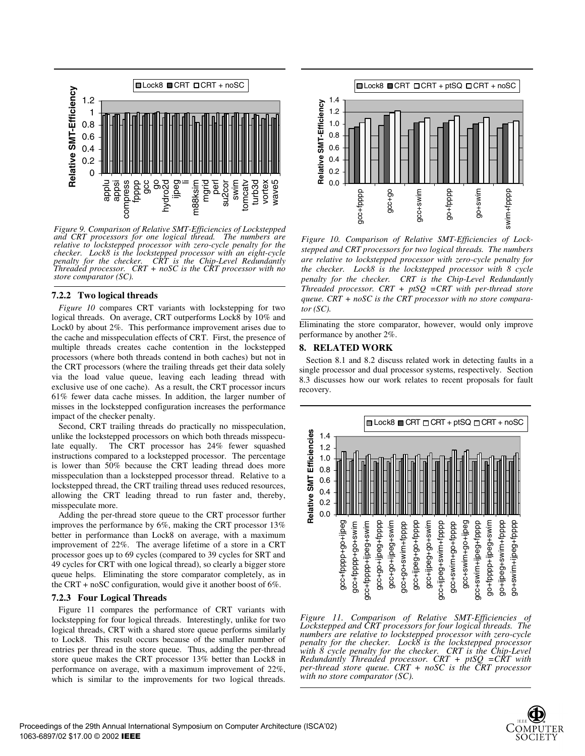Figure 9. Comparison of Relative SMT-Efficiencies of Lockstepped and CRT processors for one logical thread. The numbers are relative to lockstepped processor with zero-cycle penalty for the checker. Lock8 is the lockstepped processor with an eight-cycle penalty for the checker. CRT is the Chip-Level Redundantly Threaded processor. CRT + noSC is the CRT processor with no store comparator (SC).

### 7.2.2 Two logical threads

*Figure 10* compares CRT variants with lockstepping for two logical threads. On average, CRT outperforms Lock8 by 10% and Lock0 by about 2%. This performance improvement arises due to the cache and misspeculation effects of CRT. First, the presence of multiple threads creates cache contention in the lockstepped processors (where both threads contend in both caches) but not in the CRT processors (where the trailing threads get their data solely via the load value queue, leaving each leading thread with exclusive use of one cache). As a result, the CRT processor incurs 61% fewer data cache misses. In addition, the larger number of misses in the lockstepped configuration increases the performance impact of the checker penalty.

Second, CRT trailing threads do practically no misspeculation, unlike the lockstepped processors on which both threads misspeculate equally. The CRT processor has 24% fewer squashed instructions compared to a lockstepped processor. The percentage is lower than 50% because the CRT leading thread does more misspeculation than a lockstepped processor thread. Relative to a lockstepped thread, the CRT trailing thread uses reduced resources, allowing the CRT leading thread to run faster and, thereby, misspeculate more.

Adding the per-thread store queue to the CRT processor further improves the performance by 6%, making the CRT processor 13% better in performance than Lock8 on average, with a maximum improvement of 22%. The average lifetime of a store in a CRT processor goes up to 69 cycles (compared to 39 cycles for SRT and 49 cycles for CRT with one logical thread), so clearly a bigger store queue helps. Eliminating the store comparator completely, as in the CRT + noSC configuration, would give it another boost of 6%.

### 7.2.3 Four Logical Threads

Figure 11 compares the performance of CRT variants with lockstepping for four logical threads. Interestingly, unlike for two logical threads, CRT with a shared store queue performs similarly to Lock8. This result occurs because of the smaller number of entries per thread in the store queue. Thus, adding the per-thread store queue makes the CRT processor 13% better than Lock8 in performance on average, with a maximum improvement of 22%, which is similar to the improvements for two logical threads. Eliminating the store comparator, however, would only improve performance by another 2%.

Figure 10. Comparison of Relative SMT-Efficiencies of Lockstepped and CRT processors for two logical threads. The numbers are relative to lockstepped processor with zero-cycle penalty for the checker. Lock8 is the lockstepped processor with 8 cycle penalty for the checker. CRT is the Chip-Level Redundantly Threaded processor. CRT + ptSQ =CRT with per-thread store queue. CRT + noSC is the CRT processor with no store comparator (SC).

## 8. RELATED WORK

Section 8.1 and 8.2 discuss related work in detecting faults in a single processor and dual processor systems, respectively. Section 8.3 discusses how our work relates to recent proposals for fault recovery.

Figure 11. Comparison of Relative SMT-Efficiencies of Lockstepped and CRT processors for four logical threads. The numbers are relative to lockstepped processor with zero-cycle penalty for the checker. Lock8 is the lockstepped processor with 8 cycle penalty for the checker. CRT is the Chip-Level Redundantly Threaded processor. CRT + ptSQ =CRT with per-thread store queue. CRT + noSC is the CRT processor with no store comparator (SC).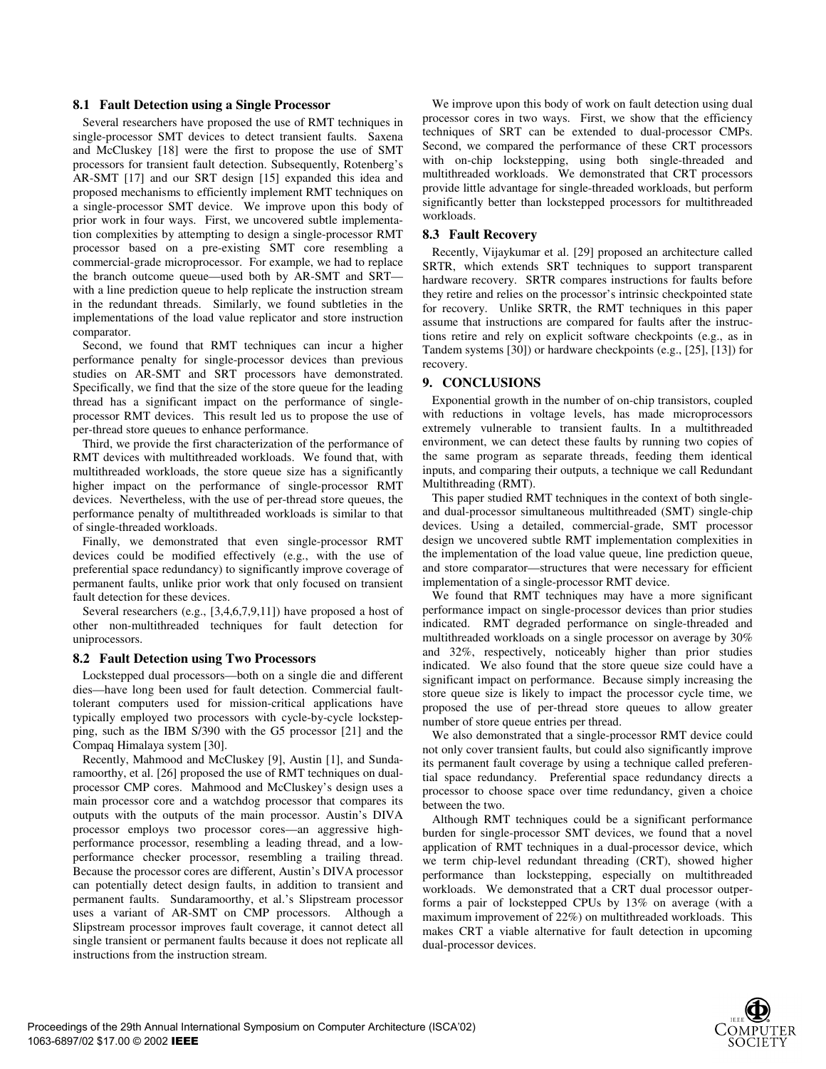### 8.1 Fault Detection using a Single Processor

Several researchers have proposed the use of RMT techniques in single-processor SMT devices to detect transient faults. Saxena and McCluskey [18] were the first to propose the use of SMT processors for transient fault detection. Subsequently, Rotenberg's AR-SMT [17] and our SRT design [15] expanded this idea and proposed mechanisms to efficiently implement RMT techniques on a single-processor SMT device. We improve upon this body of prior work in four ways. First, we uncovered subtle implementation complexities by attempting to design a single-processor RMT processor based on a pre-existing SMT core resembling a commercial-grade microprocessor. For example, we had to replace the branch outcome queue—used both by AR-SMT and SRT—with a line prediction queue to help replicate the instruction stream in the redundant threads. Similarly, we found subtleties in the implementations of the load value replicator and store instruction comparator.

Second, we found that RMT techniques can incur a higher performance penalty for single-processor devices than previous studies on AR-SMT and SRT processors have demonstrated. Specifically, we find that the size of the store queue for the leading thread has a significant impact on the performance of single-processor RMT devices. This result led us to propose the use of per-thread store queues to enhance performance.

Third, we provide the first characterization of the performance of RMT devices with multithreaded workloads. We found that, with multithreaded workloads, the store queue size has a significantly higher impact on the performance of single-processor RMT devices. Nevertheless, with the use of per-thread store queues, the performance penalty of multithreaded workloads is similar to that of single-threaded workloads.

Finally, we demonstrated that even single-processor RMT devices could be modified effectively (e.g., with the use of preferential space redundancy) to significantly improve coverage of permanent faults, unlike prior work that only focused on transient fault detection for these devices.

Several researchers (e.g., [3,4,6,7,9,11]) have proposed a host of other non-multithreaded techniques for fault detection for uniprocessors.

### 8.2 Fault Detection using Two Processors

Lockstepped dual processors—both on a single die and different dies—have long been used for fault detection. Commercial fault-tolerant computers used for mission-critical applications have typically employed two processors with cycle-by-cycle lockstepping, such as the IBM S/390 with the G5 processor [21] and the Compaq Himalaya system [30].

Recently, Mahmood and McCluskey [9], Austin [1], and Sundaramoorthy, et al. [26] proposed the use of RMT techniques on dual-processor CMP cores. Mahmood and McCluskey's design uses a main processor core and a watchdog processor that compares its outputs with the outputs of the main processor. Austin's DIVA processor employs two processor cores—an aggressive high-performance processor, resembling a leading thread, and a low-performance checker processor, resembling a trailing thread. Because the processor cores are different, Austin's DIVA processor can potentially detect design faults, in addition to transient and permanent faults. Sundaramoorthy, et al.'s Slipstream processor uses a variant of AR-SMT on CMP processors. Although a Slipstream processor improves fault coverage, it cannot detect all single transient or permanent faults because it does not replicate all instructions from the instruction stream.

We improve upon this body of work on fault detection using dual processor cores in two ways. First, we show that the efficiency techniques of SRT can be extended to dual-processor CMPs. Second, we compared the performance of these CRT processors with on-chip lockstepping, using both single-threaded and multithreaded workloads. We demonstrated that CRT processors provide little advantage for single-threaded workloads, but perform significantly better than lockstepped processors for multithreaded workloads.

### 8.3 Fault Recovery

Recently, Vijaykumar et al. [29] proposed an architecture called SRTR, which extends SRT techniques to support transparent hardware recovery. SRTR compares instructions for faults before they retire and relies on the processor's intrinsic checkpointed state for recovery. Unlike SRTR, the RMT techniques in this paper assume that instructions are compared for faults after the instructions retire and rely on explicit software checkpoints (e.g., as in Tandem systems [30]) or hardware checkpoints (e.g., [25], [13]) for recovery.

## 9. CONCLUSIONS

Exponential growth in the number of on-chip transistors, coupled with reductions in voltage levels, has made microprocessors extremely vulnerable to transient faults. In a multithreaded environment, we can detect these faults by running two copies of the same program as separate threads, feeding them identical inputs, and comparing their outputs, a technique we call Redundant Multithreading (RMT).

This paper studied RMT techniques in the context of both single- and dual-processor simultaneous multithreaded (SMT) single-chip devices. Using a detailed, commercial-grade, SMT processor design we uncovered subtle RMT implementation complexities in the implementation of the load value queue, line prediction queue, and store comparator—structures that were necessary for efficient implementation of a single-processor RMT device.

We found that RMT techniques may have a more significant performance impact on single-processor devices than prior studies indicated. RMT degraded performance on single-threaded and multithreaded workloads on a single processor on average by 30% and 32%, respectively, noticeably higher than prior studies indicated. We also found that the store queue size could have a significant impact on performance. Because simply increasing the store queue size is likely to impact the processor cycle time, we proposed the use of per-thread store queues to allow greater number of store queue entries per thread.

We also demonstrated that a single-processor RMT device could not only cover transient faults, but could also significantly improve its permanent fault coverage by using a technique called preferential space redundancy. Preferential space redundancy directs a processor to choose space over time redundancy, given a choice between the two.

Although RMT techniques could be a significant performance burden for single-processor SMT devices, we found that a novel application of RMT techniques in a dual-processor device, which we term chip-level redundant threading (CRT), showed higher performance than lockstepping, especially on multithreaded workloads. We demonstrated that a CRT dual processor outperforms a pair of lockstepped CPUs by 13% on average (with a maximum improvement of 22%) on multithreaded workloads. This makes CRT a viable alternative for fault detection in upcoming dual-processor devices.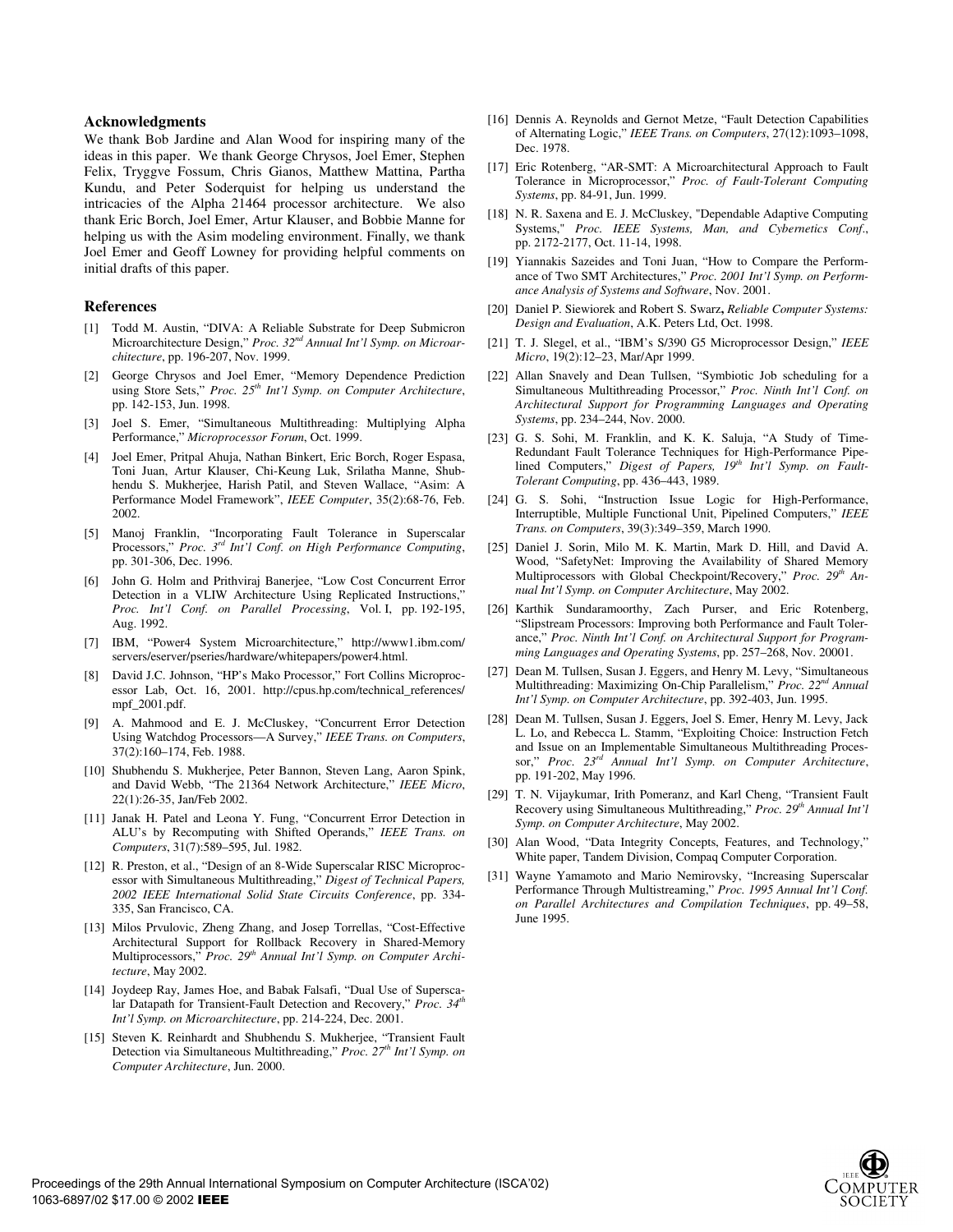### Acknowledgments

We thank Bob Jardine and Alan Wood for inspiring many of the ideas in this paper. We thank George Chrysos, Joel Emer, Stephen Felix, Tryggve Fossum, Chris Gianos, Matthew Mattina, Partha Kundu, and Peter Soderquist for helping us understand the intricacies of the Alpha 21464 processor architecture. We also thank Eric Borch, Joel Emer, Artur Klauser, and Bobbie Manne for helping us with the Asim modeling environment. Finally, we thank Joel Emer and Geoff Lowney for providing helpful comments on initial drafts of this paper.

### References

[1] Todd M. Austin, "DIVA: A Reliable Substrate for Deep Submicron Microarchitecture Design," *Proc. 32nd Annual Int'l Symp. on Microarchitecture*, pp. 196-207, Nov. 1999.

[2] George Chrysos and Joel Emer, "Memory Dependence Prediction using Store Sets," *Proc. 25th Int'l Symp. on Computer Architecture*, pp. 142-153, Jun. 1998.

[3] Joel S. Emer, "Simultaneous Multithreading: Multiplying Alpha Performance," *Microprocessor Forum*, Oct. 1999.

[4] Joel Emer, Pritpal Ahuja, Nathan Binkert, Eric Borch, Roger Espasa, Toni Juan, Artur Klauser, Chi-Keung Luk, Srilatha Manne, Shubhendu S. Mukherjee, Harish Patil, and Steven Wallace, "Asim: A Performance Model Framework", *IEEE Computer*, 35(2):68-76, Feb. 2002.

[5] Manoj Franklin, "Incorporating Fault Tolerance in Superscalar Processors," *Proc. 3rd Int'l Conf. on High Performance Computing*, pp. 301-306, Dec. 1996.

[6] John G. Holm and Prithviraj Banerjee, "Low Cost Concurrent Error Detection in a VLIW Architecture Using Replicated Instructions," *Proc. Int'l Conf. on Parallel Processing*, Vol. I, pp. 192-195, Aug. 1992.

[7] IBM, "Power4 System Microarchitecture," http://www1.ibm.com/servers/eserver/pseries/hardware/whitepapers/power4.html.

[8] David J.C. Johnson, "HP's Mako Processor," Fort Collins Microprocessor Lab, Oct. 16, 2001. http://cpus.hp.com/technical_references/mpf_2001.pdf.

[9] A. Mahmood and E. J. McCluskey, "Concurrent Error Detection Using Watchdog Processors—A Survey," *IEEE Trans. on Computers*, 37(2):160–174, Feb. 1988.

[10] Shubhendu S. Mukherjee, Peter Bannon, Steven Lang, Aaron Spink, and David Webb, "The 21364 Network Architecture," *IEEE Micro*, 22(1):26-35, Jan/Feb 2002.

[11] Janak H. Patel and Leona Y. Fung, "Concurrent Error Detection in ALU's by Recomputing with Shifted Operands," *IEEE Trans. on Computers*, 31(7):589–595, Jul. 1982.

[12] R. Preston, et al., "Design of an 8-Wide Superscalar RISC Microprocessor with Simultaneous Multithreading," *Digest of Technical Papers, 2002 IEEE International Solid State Circuits Conference*, pp. 334-335, San Francisco, CA.

[13] Milos Prvulovic, Zheng Zhang, and Josep Torrellas, "Cost-Effective Architectural Support for Rollback Recovery in Shared-Memory Multiprocessors," *Proc. 29th Annual Int'l Symp. on Computer Architecture*, May 2002.

[14] Joydeep Ray, James Hoe, and Babak Falsafi, "Dual Use of Superscalar Datapath for Transient-Fault Detection and Recovery," *Proc. 34th Int'l Symp. on Microarchitecture*, pp. 214-224, Dec. 2001.

[15] Steven K. Reinhardt and Shubhendu S. Mukherjee, "Transient Fault Detection via Simultaneous Multithreading," *Proc. 27th Int'l Symp. on Computer Architecture*, Jun. 2000.

[16] Dennis A. Reynolds and Gernot Metze, "Fault Detection Capabilities of Alternating Logic," *IEEE Trans. on Computers*, 27(12):1093–1098, Dec. 1978.

[17] Eric Rotenberg, "AR-SMT: A Microarchitectural Approach to Fault Tolerance in Microprocessor," *Proc. of Fault-Tolerant Computing Systems*, pp. 84-91, Jun. 1999.

[18] N. R. Saxena and E. J. McCluskey, "Dependable Adaptive Computing Systems," *Proc. IEEE Systems, Man, and Cybernetics Conf.*, pp. 2172-2177, Oct. 11-14, 1998.

[19] Yiannakis Sazeides and Toni Juan, "How to Compare the Performance of Two SMT Architectures," *Proc. 2001 Int'l Symp. on Performance Analysis of Systems and Software*, Nov. 2001.

[20] Daniel P. Siewiorek and Robert S. Swarz, *Reliable Computer Systems: Design and Evaluation*, A.K. Peters Ltd, Oct. 1998.

[21] T. J. Slegel, et al., "IBM's S/390 G5 Microprocessor Design," *IEEE Micro*, 19(2):12–23, Mar/Apr 1999.

[22] Allan Snavely and Dean Tullsen, "Symbiotic Job scheduling for a Simultaneous Multithreading Processor," *Proc. Ninth Int'l Conf. on Architectural Support for Programming Languages and Operating Systems*, pp. 234–244, Nov. 2000.

[23] G. S. Sohi, M. Franklin, and K. K. Saluja, "A Study of Time-Redundant Fault Tolerance Techniques for High-Performance Pipelined Computers," *Digest of Papers, 19th Int'l Symp. on Fault-Tolerant Computing*, pp. 436–443, 1989.

[24] G. S. Sohi, "Instruction Issue Logic for High-Performance, Interruptible, Multiple Functional Unit, Pipelined Computers," *IEEE Trans. on Computers*, 39(3):349–359, March 1990.

[25] Daniel J. Sorin, Milo M. K. Martin, Mark D. Hill, and David A. Wood, "SafetyNet: Improving the Availability of Shared Memory Multiprocessors with Global Checkpoint/Recovery," *Proc. 29th Annual Int'l Symp. on Computer Architecture*, May 2002.

[26] Karthik Sundaramoorthy, Zach Purser, and Eric Rotenberg, "Slipstream Processors: Improving both Performance and Fault Tolerance," *Proc. Ninth Int'l Conf. on Architectural Support for Programming Languages and Operating Systems*, pp. 257–268, Nov. 20001.

[27] Dean M. Tullsen, Susan J. Eggers, and Henry M. Levy, "Simultaneous Multithreading: Maximizing On-Chip Parallelism," *Proc. 22nd Annual Int'l Symp. on Computer Architecture*, pp. 392-403, Jun. 1995.

[28] Dean M. Tullsen, Susan J. Eggers, Joel S. Emer, Henry M. Levy, Jack L. Lo, and Rebecca L. Stamm, "Exploiting Choice: Instruction Fetch and Issue on an Implementable Simultaneous Multithreading Processor," *Proc. 23rd Annual Int'l Symp. on Computer Architecture*, pp. 191-202, May 1996.

[29] T. N. Vijaykumar, Irith Pomeranz, and Karl Cheng, "Transient Fault Recovery using Simultaneous Multithreading," *Proc. 29th Annual Int'l Symp. on Computer Architecture*, May 2002.

[30] Alan Wood, "Data Integrity Concepts, Features, and Technology," White paper, Tandem Division, Compaq Computer Corporation.

[31] Wayne Yamamoto and Mario Nemirovsky, "Increasing Superscalar Performance Through Multistreaming," *Proc. 1995 Annual Int'l Conf. on Parallel Architectures and Compilation Techniques*, pp. 49–58, June 1995.